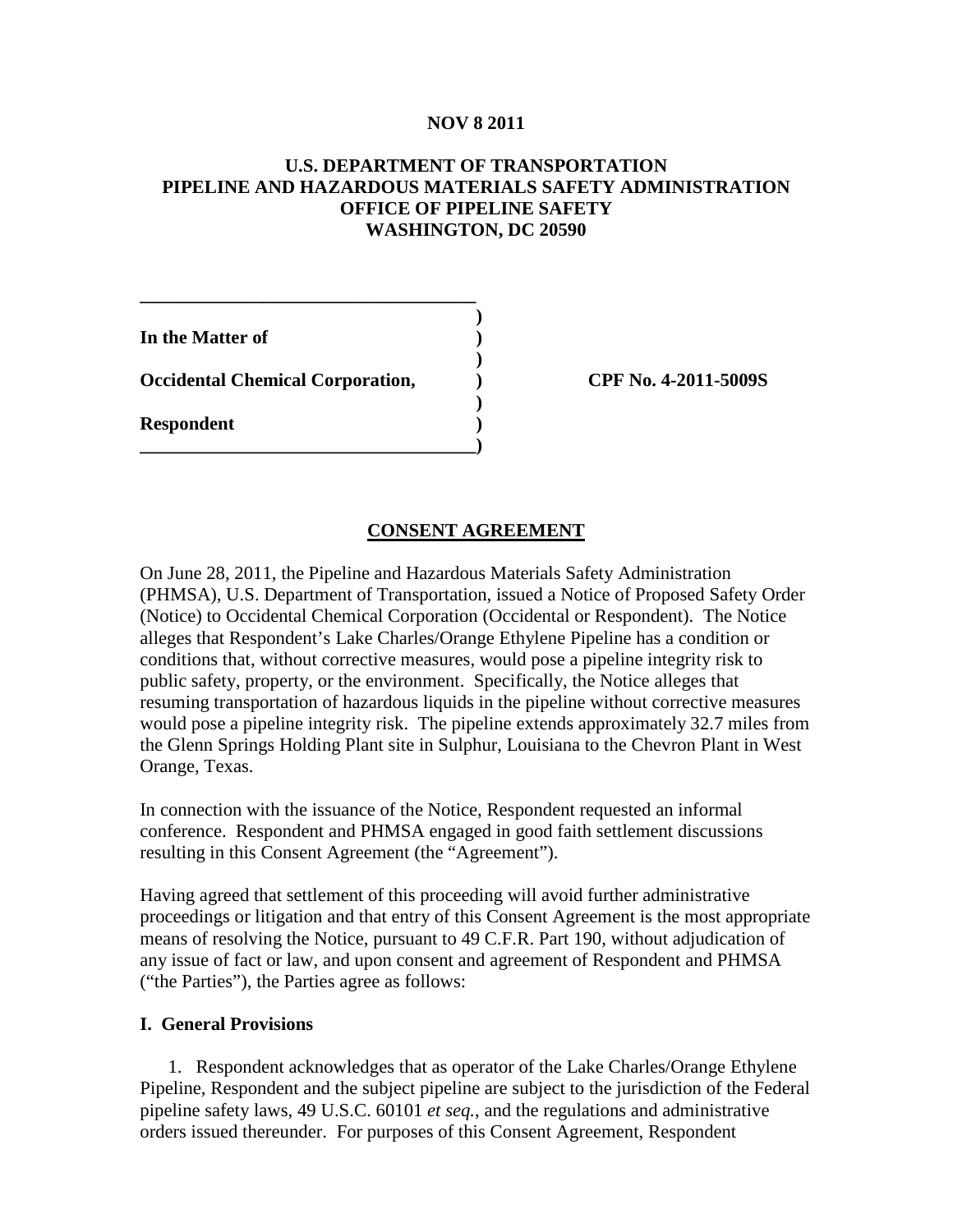**NOV 8 2011**

**U.S. DEPARTMENT OF TRANSPORTATION**
**PIPELINE AND HAZARDOUS MATERIALS SAFETY ADMINISTRATION**
**OFFICE OF PIPELINE SAFETY**
**WASHINGTON, DC 20590**

| | | |
|---|---|---|
| **In the Matter of** | ) | |
| **Occidental Chemical Corporation,** | ) | **CPF No. 4-2011-5009S** |
| **Respondent** | ) | |

## CONSENT AGREEMENT

On June 28, 2011, the Pipeline and Hazardous Materials Safety Administration (PHMSA), U.S. Department of Transportation, issued a Notice of Proposed Safety Order (Notice) to Occidental Chemical Corporation (Occidental or Respondent). The Notice alleges that Respondent's Lake Charles/Orange Ethylene Pipeline has a condition or conditions that, without corrective measures, would pose a pipeline integrity risk to public safety, property, or the environment. Specifically, the Notice alleges that resuming transportation of hazardous liquids in the pipeline without corrective measures would pose a pipeline integrity risk. The pipeline extends approximately 32.7 miles from the Glenn Springs Holding Plant site in Sulphur, Louisiana to the Chevron Plant in West Orange, Texas.

In connection with the issuance of the Notice, Respondent requested an informal conference. Respondent and PHMSA engaged in good faith settlement discussions resulting in this Consent Agreement (the "Agreement").

Having agreed that settlement of this proceeding will avoid further administrative proceedings or litigation and that entry of this Consent Agreement is the most appropriate means of resolving the Notice, pursuant to 49 C.F.R. Part 190, without adjudication of any issue of fact or law, and upon consent and agreement of Respondent and PHMSA ("the Parties"), the Parties agree as follows:

### I. General Provisions

1. Respondent acknowledges that as operator of the Lake Charles/Orange Ethylene Pipeline, Respondent and the subject pipeline are subject to the jurisdiction of the Federal pipeline safety laws, 49 U.S.C. 60101 *et seq.*, and the regulations and administrative orders issued thereunder. For purposes of this Consent Agreement, Respondent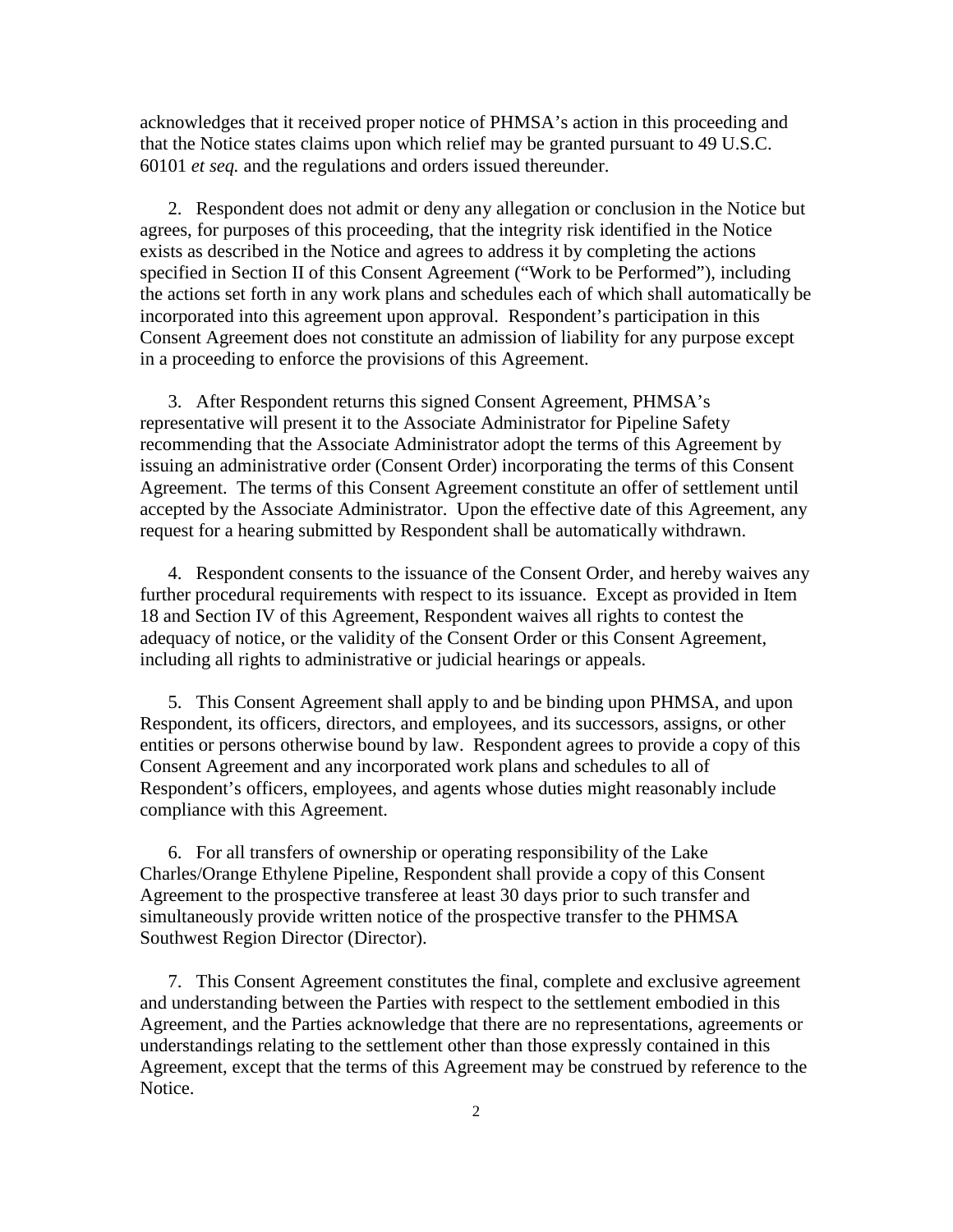acknowledges that it received proper notice of PHMSA's action in this proceeding and that the Notice states claims upon which relief may be granted pursuant to 49 U.S.C. 60101 *et seq.* and the regulations and orders issued thereunder.

2. Respondent does not admit or deny any allegation or conclusion in the Notice but agrees, for purposes of this proceeding, that the integrity risk identified in the Notice exists as described in the Notice and agrees to address it by completing the actions specified in Section II of this Consent Agreement ("Work to be Performed"), including the actions set forth in any work plans and schedules each of which shall automatically be incorporated into this agreement upon approval. Respondent's participation in this Consent Agreement does not constitute an admission of liability for any purpose except in a proceeding to enforce the provisions of this Agreement.

3. After Respondent returns this signed Consent Agreement, PHMSA's representative will present it to the Associate Administrator for Pipeline Safety recommending that the Associate Administrator adopt the terms of this Agreement by issuing an administrative order (Consent Order) incorporating the terms of this Consent Agreement. The terms of this Consent Agreement constitute an offer of settlement until accepted by the Associate Administrator. Upon the effective date of this Agreement, any request for a hearing submitted by Respondent shall be automatically withdrawn.

4. Respondent consents to the issuance of the Consent Order, and hereby waives any further procedural requirements with respect to its issuance. Except as provided in Item 18 and Section IV of this Agreement, Respondent waives all rights to contest the adequacy of notice, or the validity of the Consent Order or this Consent Agreement, including all rights to administrative or judicial hearings or appeals.

5. This Consent Agreement shall apply to and be binding upon PHMSA, and upon Respondent, its officers, directors, and employees, and its successors, assigns, or other entities or persons otherwise bound by law. Respondent agrees to provide a copy of this Consent Agreement and any incorporated work plans and schedules to all of Respondent's officers, employees, and agents whose duties might reasonably include compliance with this Agreement.

6. For all transfers of ownership or operating responsibility of the Lake Charles/Orange Ethylene Pipeline, Respondent shall provide a copy of this Consent Agreement to the prospective transferee at least 30 days prior to such transfer and simultaneously provide written notice of the prospective transfer to the PHMSA Southwest Region Director (Director).

7. This Consent Agreement constitutes the final, complete and exclusive agreement and understanding between the Parties with respect to the settlement embodied in this Agreement, and the Parties acknowledge that there are no representations, agreements or understandings relating to the settlement other than those expressly contained in this Agreement, except that the terms of this Agreement may be construed by reference to the Notice.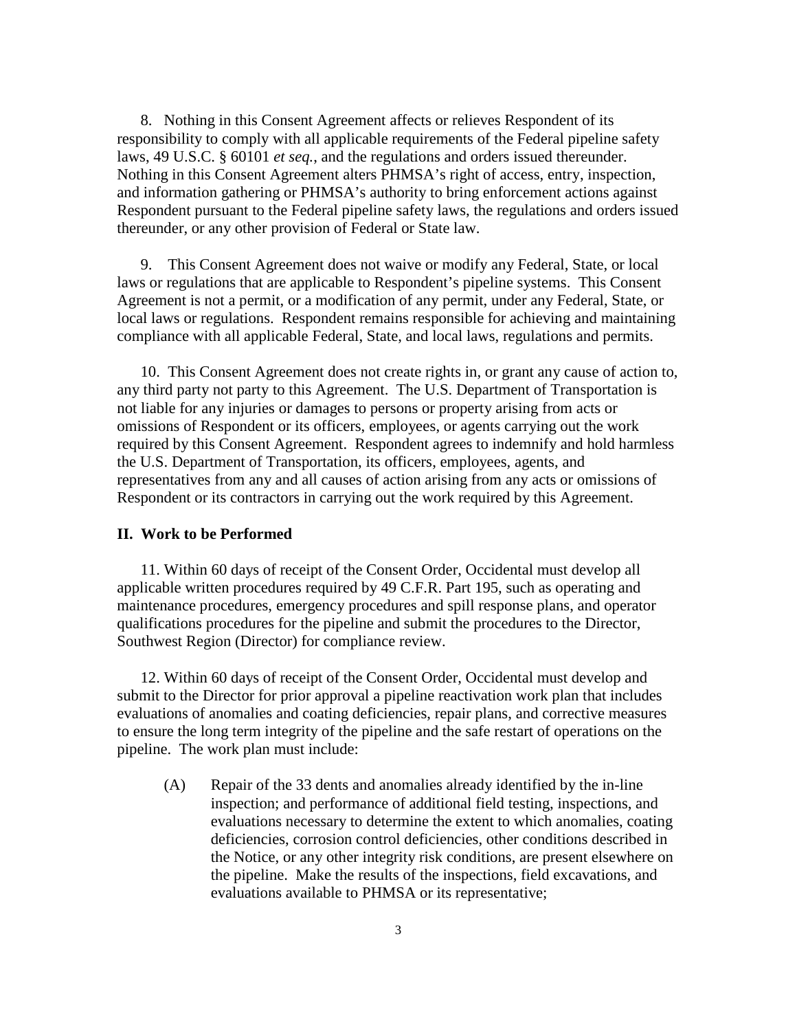8. Nothing in this Consent Agreement affects or relieves Respondent of its responsibility to comply with all applicable requirements of the Federal pipeline safety laws, 49 U.S.C. § 60101 *et seq.*, and the regulations and orders issued thereunder. Nothing in this Consent Agreement alters PHMSA's right of access, entry, inspection, and information gathering or PHMSA's authority to bring enforcement actions against Respondent pursuant to the Federal pipeline safety laws, the regulations and orders issued thereunder, or any other provision of Federal or State law.

9. This Consent Agreement does not waive or modify any Federal, State, or local laws or regulations that are applicable to Respondent's pipeline systems. This Consent Agreement is not a permit, or a modification of any permit, under any Federal, State, or local laws or regulations. Respondent remains responsible for achieving and maintaining compliance with all applicable Federal, State, and local laws, regulations and permits.

10. This Consent Agreement does not create rights in, or grant any cause of action to, any third party not party to this Agreement. The U.S. Department of Transportation is not liable for any injuries or damages to persons or property arising from acts or omissions of Respondent or its officers, employees, or agents carrying out the work required by this Consent Agreement. Respondent agrees to indemnify and hold harmless the U.S. Department of Transportation, its officers, employees, agents, and representatives from any and all causes of action arising from any acts or omissions of Respondent or its contractors in carrying out the work required by this Agreement.

## II. Work to be Performed

11. Within 60 days of receipt of the Consent Order, Occidental must develop all applicable written procedures required by 49 C.F.R. Part 195, such as operating and maintenance procedures, emergency procedures and spill response plans, and operator qualifications procedures for the pipeline and submit the procedures to the Director, Southwest Region (Director) for compliance review.

12. Within 60 days of receipt of the Consent Order, Occidental must develop and submit to the Director for prior approval a pipeline reactivation work plan that includes evaluations of anomalies and coating deficiencies, repair plans, and corrective measures to ensure the long term integrity of the pipeline and the safe restart of operations on the pipeline. The work plan must include:

(A) Repair of the 33 dents and anomalies already identified by the in-line inspection; and performance of additional field testing, inspections, and evaluations necessary to determine the extent to which anomalies, coating deficiencies, corrosion control deficiencies, other conditions described in the Notice, or any other integrity risk conditions, are present elsewhere on the pipeline. Make the results of the inspections, field excavations, and evaluations available to PHMSA or its representative;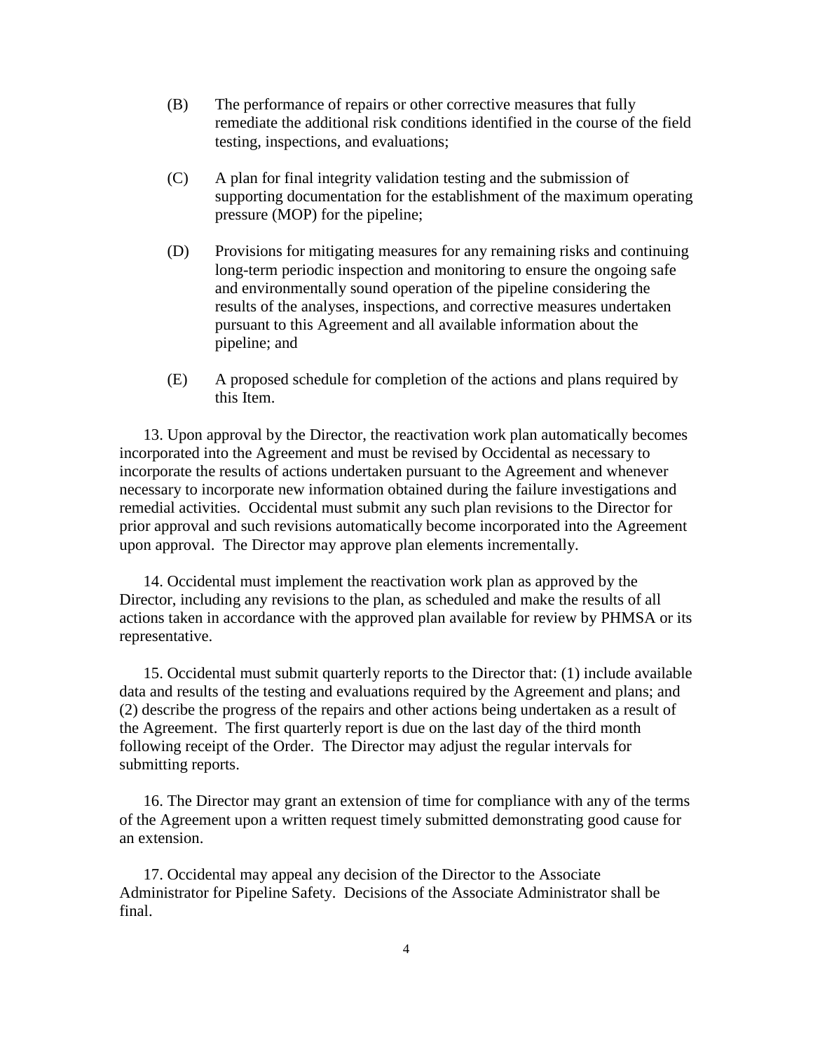(B) The performance of repairs or other corrective measures that fully remediate the additional risk conditions identified in the course of the field testing, inspections, and evaluations;

(C) A plan for final integrity validation testing and the submission of supporting documentation for the establishment of the maximum operating pressure (MOP) for the pipeline;

(D) Provisions for mitigating measures for any remaining risks and continuing long-term periodic inspection and monitoring to ensure the ongoing safe and environmentally sound operation of the pipeline considering the results of the analyses, inspections, and corrective measures undertaken pursuant to this Agreement and all available information about the pipeline; and

(E) A proposed schedule for completion of the actions and plans required by this Item.

13. Upon approval by the Director, the reactivation work plan automatically becomes incorporated into the Agreement and must be revised by Occidental as necessary to incorporate the results of actions undertaken pursuant to the Agreement and whenever necessary to incorporate new information obtained during the failure investigations and remedial activities. Occidental must submit any such plan revisions to the Director for prior approval and such revisions automatically become incorporated into the Agreement upon approval. The Director may approve plan elements incrementally.

14. Occidental must implement the reactivation work plan as approved by the Director, including any revisions to the plan, as scheduled and make the results of all actions taken in accordance with the approved plan available for review by PHMSA or its representative.

15. Occidental must submit quarterly reports to the Director that: (1) include available data and results of the testing and evaluations required by the Agreement and plans; and (2) describe the progress of the repairs and other actions being undertaken as a result of the Agreement. The first quarterly report is due on the last day of the third month following receipt of the Order. The Director may adjust the regular intervals for submitting reports.

16. The Director may grant an extension of time for compliance with any of the terms of the Agreement upon a written request timely submitted demonstrating good cause for an extension.

17. Occidental may appeal any decision of the Director to the Associate Administrator for Pipeline Safety. Decisions of the Associate Administrator shall be final.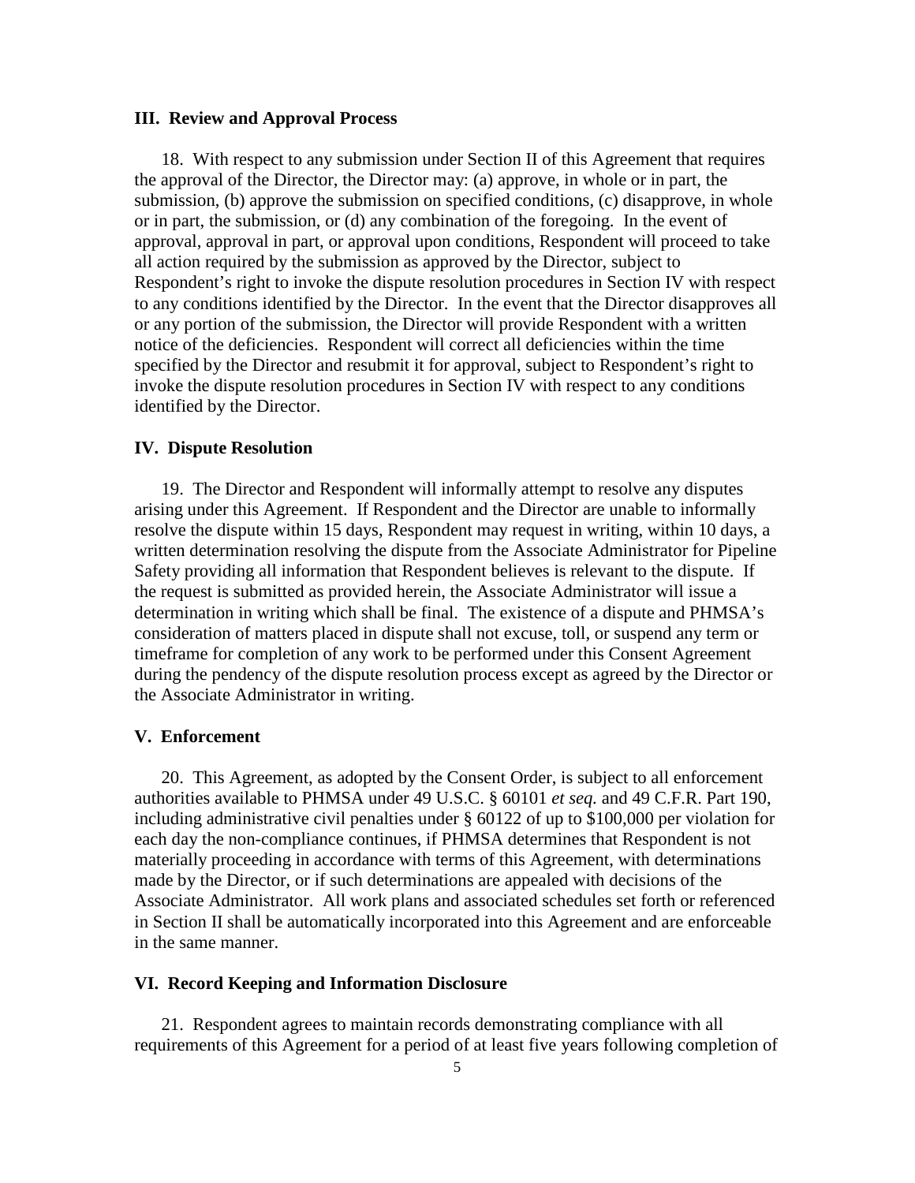### III. Review and Approval Process

18. With respect to any submission under Section II of this Agreement that requires the approval of the Director, the Director may: (a) approve, in whole or in part, the submission, (b) approve the submission on specified conditions, (c) disapprove, in whole or in part, the submission, or (d) any combination of the foregoing. In the event of approval, approval in part, or approval upon conditions, Respondent will proceed to take all action required by the submission as approved by the Director, subject to Respondent's right to invoke the dispute resolution procedures in Section IV with respect to any conditions identified by the Director. In the event that the Director disapproves all or any portion of the submission, the Director will provide Respondent with a written notice of the deficiencies. Respondent will correct all deficiencies within the time specified by the Director and resubmit it for approval, subject to Respondent's right to invoke the dispute resolution procedures in Section IV with respect to any conditions identified by the Director.

### IV. Dispute Resolution

19. The Director and Respondent will informally attempt to resolve any disputes arising under this Agreement. If Respondent and the Director are unable to informally resolve the dispute within 15 days, Respondent may request in writing, within 10 days, a written determination resolving the dispute from the Associate Administrator for Pipeline Safety providing all information that Respondent believes is relevant to the dispute. If the request is submitted as provided herein, the Associate Administrator will issue a determination in writing which shall be final. The existence of a dispute and PHMSA's consideration of matters placed in dispute shall not excuse, toll, or suspend any term or timeframe for completion of any work to be performed under this Consent Agreement during the pendency of the dispute resolution process except as agreed by the Director or the Associate Administrator in writing.

### V. Enforcement

20. This Agreement, as adopted by the Consent Order, is subject to all enforcement authorities available to PHMSA under 49 U.S.C. § 60101 *et seq.* and 49 C.F.R. Part 190, including administrative civil penalties under § 60122 of up to $100,000 per violation for each day the non-compliance continues, if PHMSA determines that Respondent is not materially proceeding in accordance with terms of this Agreement, with determinations made by the Director, or if such determinations are appealed with decisions of the Associate Administrator. All work plans and associated schedules set forth or referenced in Section II shall be automatically incorporated into this Agreement and are enforceable in the same manner.

### VI. Record Keeping and Information Disclosure

21. Respondent agrees to maintain records demonstrating compliance with all requirements of this Agreement for a period of at least five years following completion of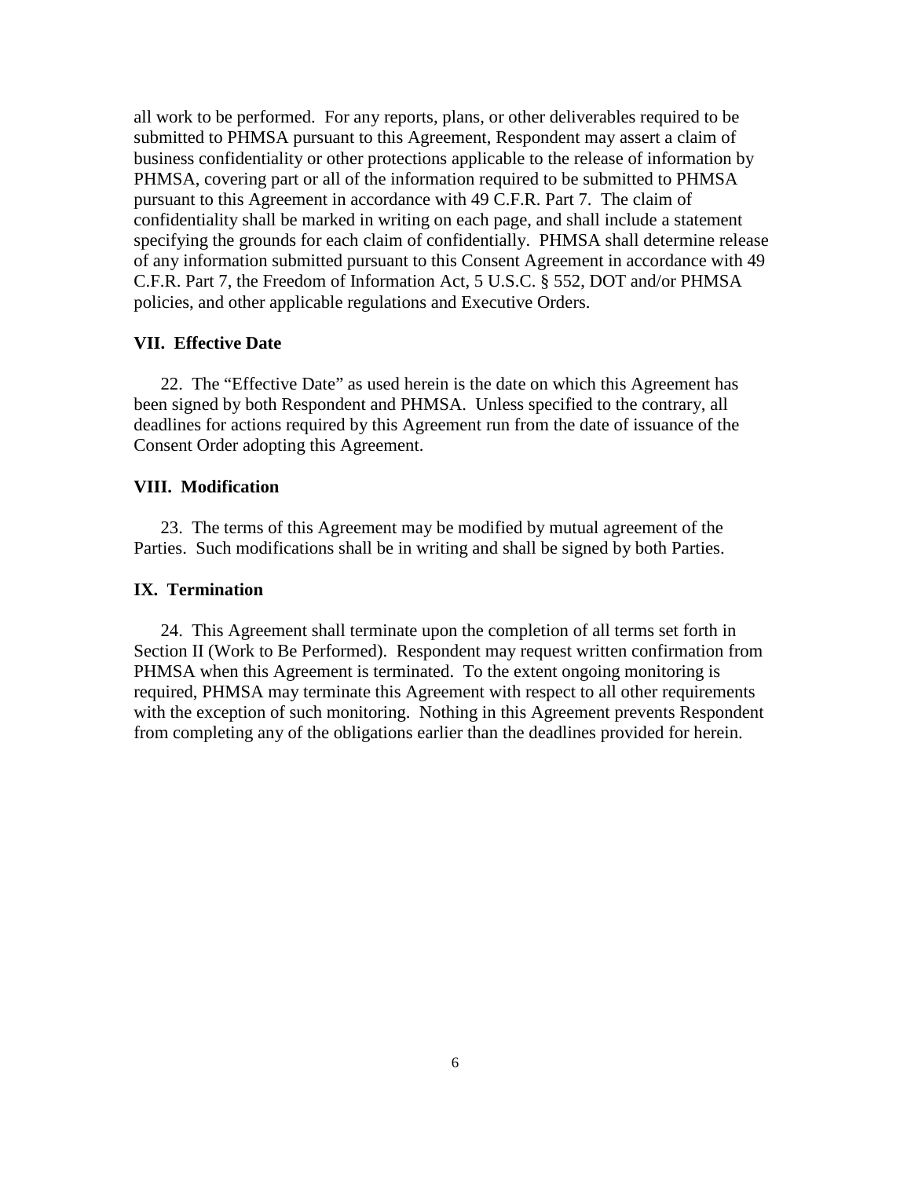all work to be performed. For any reports, plans, or other deliverables required to be submitted to PHMSA pursuant to this Agreement, Respondent may assert a claim of business confidentiality or other protections applicable to the release of information by PHMSA, covering part or all of the information required to be submitted to PHMSA pursuant to this Agreement in accordance with 49 C.F.R. Part 7. The claim of confidentiality shall be marked in writing on each page, and shall include a statement specifying the grounds for each claim of confidentially. PHMSA shall determine release of any information submitted pursuant to this Consent Agreement in accordance with 49 C.F.R. Part 7, the Freedom of Information Act, 5 U.S.C. § 552, DOT and/or PHMSA policies, and other applicable regulations and Executive Orders.

### VII. Effective Date

22. The "Effective Date" as used herein is the date on which this Agreement has been signed by both Respondent and PHMSA. Unless specified to the contrary, all deadlines for actions required by this Agreement run from the date of issuance of the Consent Order adopting this Agreement.

### VIII. Modification

23. The terms of this Agreement may be modified by mutual agreement of the Parties. Such modifications shall be in writing and shall be signed by both Parties.

### IX. Termination

24. This Agreement shall terminate upon the completion of all terms set forth in Section II (Work to Be Performed). Respondent may request written confirmation from PHMSA when this Agreement is terminated. To the extent ongoing monitoring is required, PHMSA may terminate this Agreement with respect to all other requirements with the exception of such monitoring. Nothing in this Agreement prevents Respondent from completing any of the obligations earlier than the deadlines provided for herein.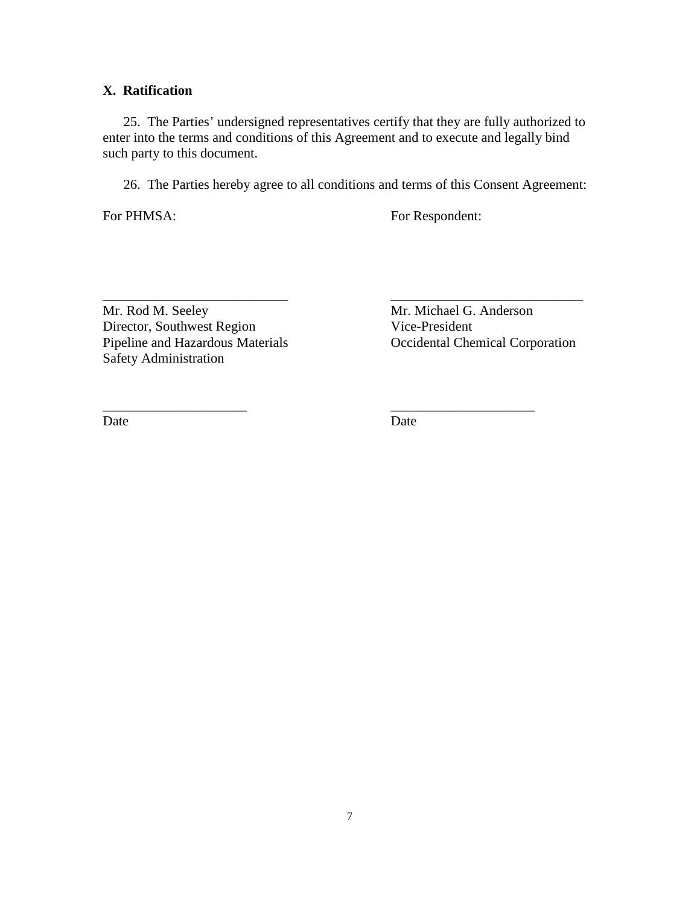## X. Ratification

25. The Parties' undersigned representatives certify that they are fully authorized to enter into the terms and conditions of this Agreement and to execute and legally bind such party to this document.

26. The Parties hereby agree to all conditions and terms of this Consent Agreement:

For PHMSA:

___________________________

Mr. Rod M. Seeley
Director, Southwest Region
Pipeline and Hazardous Materials
Safety Administration

_____________________
Date

For Respondent:

___________________________

Mr. Michael G. Anderson
Vice-President
Occidental Chemical Corporation

_____________________
Date